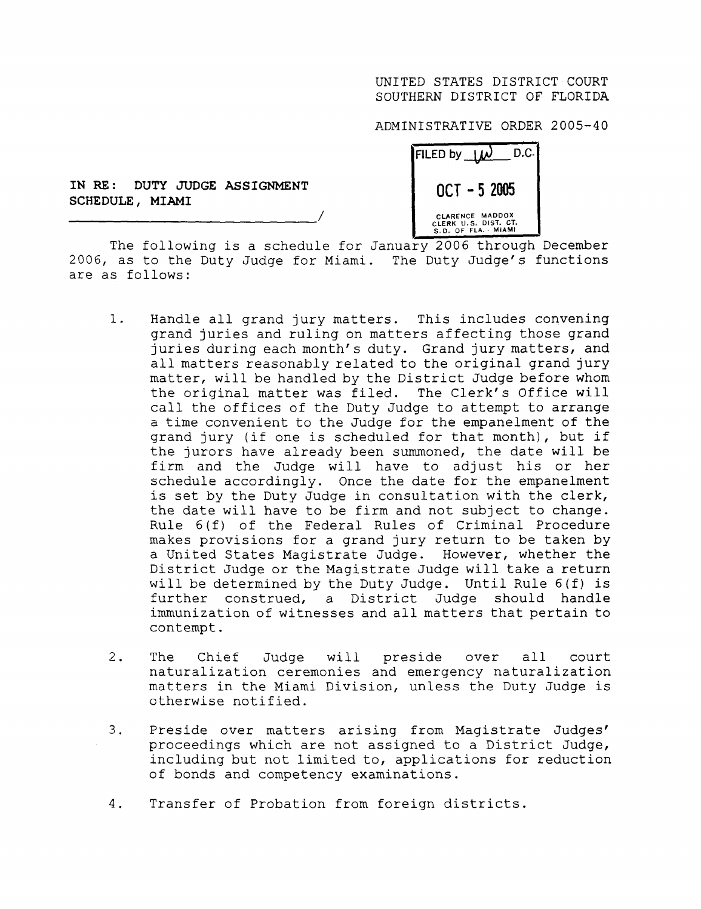UNITED STATES DISTRICT COURT
SOUTHERN DISTRICT OF FLORIDA

ADMINISTRATIVE ORDER 2005-40

FILED by ___ D.C.

OCT - 5 2005

CLARENCE MADDOX
CLERK U.S. DIST. CT.
S.D. OF FLA. - MIAMI

**IN RE: DUTY JUDGE ASSIGNMENT SCHEDULE, MIAMI**
_______________________________/

The following is a schedule for January 2006 through December 2006, as to the Duty Judge for Miami. The Duty Judge's functions are as follows:

1. Handle all grand jury matters. This includes convening grand juries and ruling on matters affecting those grand juries during each month's duty. Grand jury matters, and all matters reasonably related to the original grand jury matter, will be handled by the District Judge before whom the original matter was filed. The Clerk's Office will call the offices of the Duty Judge to attempt to arrange a time convenient to the Judge for the empanelment of the grand jury (if one is scheduled for that month), but if the jurors have already been summoned, the date will be firm and the Judge will have to adjust his or her schedule accordingly. Once the date for the empanelment is set by the Duty Judge in consultation with the clerk, the date will have to be firm and not subject to change. Rule 6(f) of the Federal Rules of Criminal Procedure makes provisions for a grand jury return to be taken by a United States Magistrate Judge. However, whether the District Judge or the Magistrate Judge will take a return will be determined by the Duty Judge. Until Rule 6(f) is further construed, a District Judge should handle immunization of witnesses and all matters that pertain to contempt.

2. The Chief Judge will preside over all court naturalization ceremonies and emergency naturalization matters in the Miami Division, unless the Duty Judge is otherwise notified.

3. Preside over matters arising from Magistrate Judges' proceedings which are not assigned to a District Judge, including but not limited to, applications for reduction of bonds and competency examinations.

4. Transfer of Probation from foreign districts.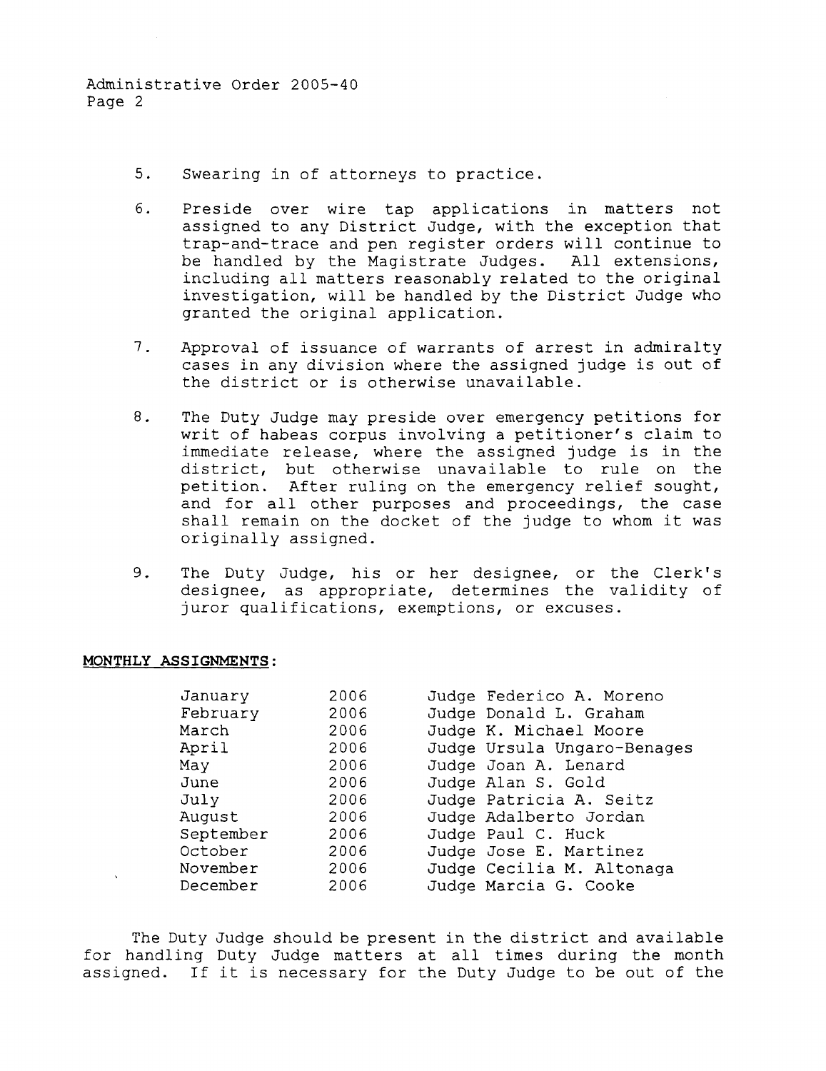5. Swearing in of attorneys to practice.

6. Preside over wire tap applications in matters not assigned to any District Judge, with the exception that trap-and-trace and pen register orders will continue to be handled by the Magistrate Judges. All extensions, including all matters reasonably related to the original investigation, will be handled by the District Judge who granted the original application.

7. Approval of issuance of warrants of arrest in admiralty cases in any division where the assigned judge is out of the district or is otherwise unavailable.

8. The Duty Judge may preside over emergency petitions for writ of habeas corpus involving a petitioner's claim to immediate release, where the assigned judge is in the district, but otherwise unavailable to rule on the petition. After ruling on the emergency relief sought, and for all other purposes and proceedings, the case shall remain on the docket of the judge to whom it was originally assigned.

9. The Duty Judge, his or her designee, or the Clerk's designee, as appropriate, determines the validity of juror qualifications, exemptions, or excuses.

**MONTHLY ASSIGNMENTS:**

| | | |
|---|---|---|
| January | 2006 | Judge Federico A. Moreno |
| February | 2006 | Judge Donald L. Graham |
| March | 2006 | Judge K. Michael Moore |
| April | 2006 | Judge Ursula Ungaro-Benages |
| May | 2006 | Judge Joan A. Lenard |
| June | 2006 | Judge Alan S. Gold |
| July | 2006 | Judge Patricia A. Seitz |
| August | 2006 | Judge Adalberto Jordan |
| September | 2006 | Judge Paul C. Huck |
| October | 2006 | Judge Jose E. Martinez |
| November | 2006 | Judge Cecilia M. Altonaga |
| December | 2006 | Judge Marcia G. Cooke |

The Duty Judge should be present in the district and available for handling Duty Judge matters at all times during the month assigned. If it is necessary for the Duty Judge to be out of the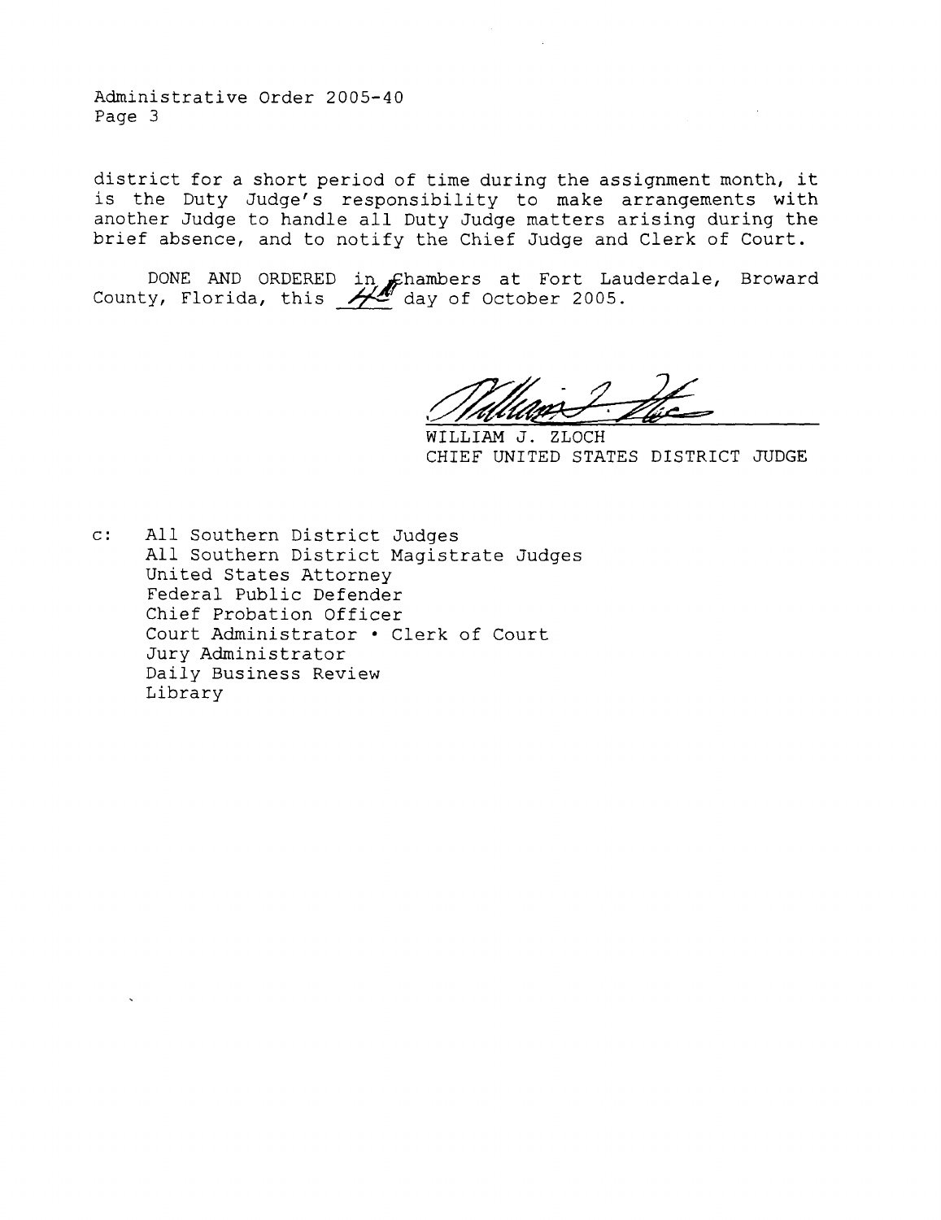district for a short period of time during the assignment month, it is the Duty Judge's responsibility to make arrangements with another Judge to handle all Duty Judge matters arising during the brief absence, and to notify the Chief Judge and Clerk of Court.

DONE AND ORDERED in Chambers at Fort Lauderdale, Broward County, Florida, this 4th day of October 2005.

WILLIAM J. ZLOCH
CHIEF UNITED STATES DISTRICT JUDGE

c: All Southern District Judges
All Southern District Magistrate Judges
United States Attorney
Federal Public Defender
Chief Probation Officer
Court Administrator • Clerk of Court
Jury Administrator
Daily Business Review
Library